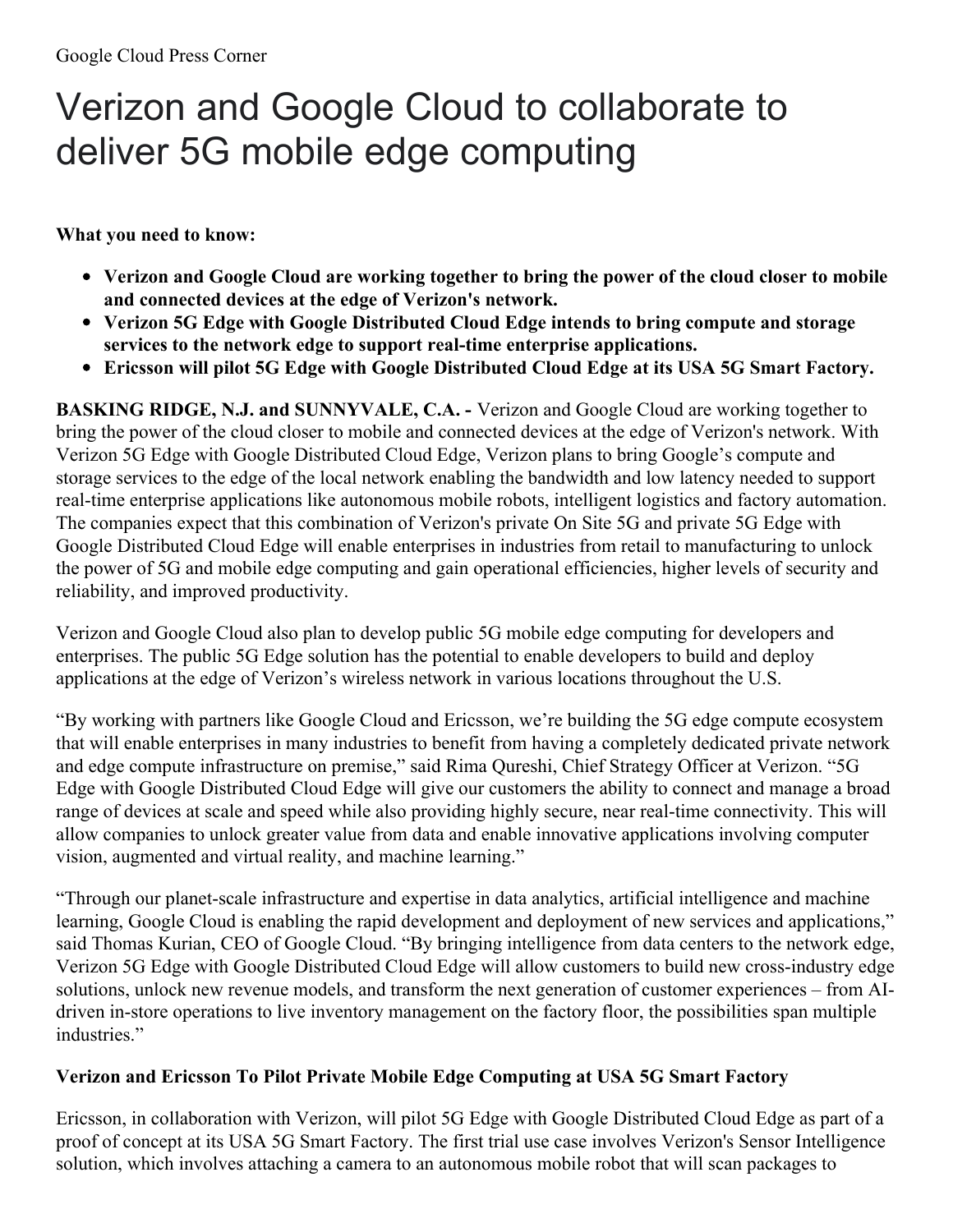Google Cloud Press Corner

# Verizon and Google Cloud to collaborate to deliver 5G mobile edge computing

**What you need to know:**

- **Verizon and Google Cloud are working together to bring the power of the cloud closer to mobile and connected devices at the edge of Verizon's network.**
- **Verizon 5G Edge with Google Distributed Cloud Edge intends to bring compute and storage services to the network edge to support real-time enterprise applications.**
- **Ericsson will pilot 5G Edge with Google Distributed Cloud Edge at its USA 5G Smart Factory.**

**BASKING RIDGE, N.J. and SUNNYVALE, C.A. -** Verizon and Google Cloud are working together to bring the power of the cloud closer to mobile and connected devices at the edge of Verizon's network. With Verizon 5G Edge with Google Distributed Cloud Edge, Verizon plans to bring Google's compute and storage services to the edge of the local network enabling the bandwidth and low latency needed to support real-time enterprise applications like autonomous mobile robots, intelligent logistics and factory automation. The companies expect that this combination of Verizon's private On Site 5G and private 5G Edge with Google Distributed Cloud Edge will enable enterprises in industries from retail to manufacturing to unlock the power of 5G and mobile edge computing and gain operational efficiencies, higher levels of security and reliability, and improved productivity.

Verizon and Google Cloud also plan to develop public 5G mobile edge computing for developers and enterprises. The public 5G Edge solution has the potential to enable developers to build and deploy applications at the edge of Verizon's wireless network in various locations throughout the U.S.

"By working with partners like Google Cloud and Ericsson, we're building the 5G edge compute ecosystem that will enable enterprises in many industries to benefit from having a completely dedicated private network and edge compute infrastructure on premise," said Rima Qureshi, Chief Strategy Officer at Verizon. "5G Edge with Google Distributed Cloud Edge will give our customers the ability to connect and manage a broad range of devices at scale and speed while also providing highly secure, near real-time connectivity. This will allow companies to unlock greater value from data and enable innovative applications involving computer vision, augmented and virtual reality, and machine learning."

"Through our planet-scale infrastructure and expertise in data analytics, artificial intelligence and machine learning, Google Cloud is enabling the rapid development and deployment of new services and applications," said Thomas Kurian, CEO of Google Cloud. "By bringing intelligence from data centers to the network edge, Verizon 5G Edge with Google Distributed Cloud Edge will allow customers to build new cross-industry edge solutions, unlock new revenue models, and transform the next generation of customer experiences – from AI-driven in-store operations to live inventory management on the factory floor, the possibilities span multiple industries."

### Verizon and Ericsson To Pilot Private Mobile Edge Computing at USA 5G Smart Factory

Ericsson, in collaboration with Verizon, will pilot 5G Edge with Google Distributed Cloud Edge as part of a proof of concept at its USA 5G Smart Factory. The first trial use case involves Verizon's Sensor Intelligence solution, which involves attaching a camera to an autonomous mobile robot that will scan packages to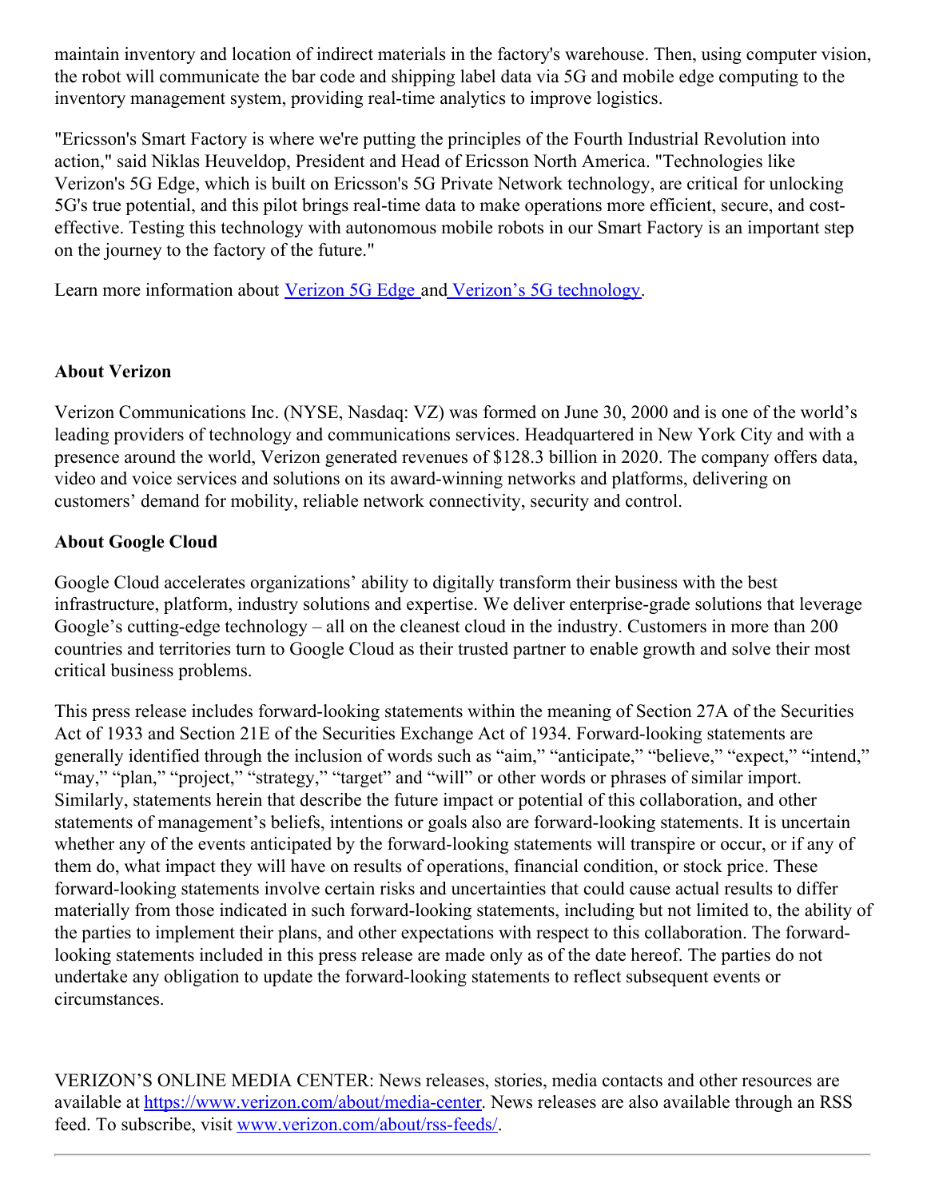maintain inventory and location of indirect materials in the factory's warehouse. Then, using computer vision, the robot will communicate the bar code and shipping label data via 5G and mobile edge computing to the inventory management system, providing real-time analytics to improve logistics.

"Ericsson's Smart Factory is where we're putting the principles of the Fourth Industrial Revolution into action," said Niklas Heuveldop, President and Head of Ericsson North America. "Technologies like Verizon's 5G Edge, which is built on Ericsson's 5G Private Network technology, are critical for unlocking 5G's true potential, and this pilot brings real-time data to make operations more efficient, secure, and cost-effective. Testing this technology with autonomous mobile robots in our Smart Factory is an important step on the journey to the factory of the future."

Learn more information about Verizon 5G Edge and Verizon's 5G technology.

**About Verizon**

Verizon Communications Inc. (NYSE, Nasdaq: VZ) was formed on June 30, 2000 and is one of the world's leading providers of technology and communications services. Headquartered in New York City and with a presence around the world, Verizon generated revenues of $128.3 billion in 2020. The company offers data, video and voice services and solutions on its award-winning networks and platforms, delivering on customers' demand for mobility, reliable network connectivity, security and control.

**About Google Cloud**

Google Cloud accelerates organizations' ability to digitally transform their business with the best infrastructure, platform, industry solutions and expertise. We deliver enterprise-grade solutions that leverage Google's cutting-edge technology – all on the cleanest cloud in the industry. Customers in more than 200 countries and territories turn to Google Cloud as their trusted partner to enable growth and solve their most critical business problems.

This press release includes forward-looking statements within the meaning of Section 27A of the Securities Act of 1933 and Section 21E of the Securities Exchange Act of 1934. Forward-looking statements are generally identified through the inclusion of words such as "aim," "anticipate," "believe," "expect," "intend," "may," "plan," "project," "strategy," "target" and "will" or other words or phrases of similar import. Similarly, statements herein that describe the future impact or potential of this collaboration, and other statements of management's beliefs, intentions or goals also are forward-looking statements. It is uncertain whether any of the events anticipated by the forward-looking statements will transpire or occur, or if any of them do, what impact they will have on results of operations, financial condition, or stock price. These forward-looking statements involve certain risks and uncertainties that could cause actual results to differ materially from those indicated in such forward-looking statements, including but not limited to, the ability of the parties to implement their plans, and other expectations with respect to this collaboration. The forward-looking statements included in this press release are made only as of the date hereof. The parties do not undertake any obligation to update the forward-looking statements to reflect subsequent events or circumstances.

VERIZON'S ONLINE MEDIA CENTER: News releases, stories, media contacts and other resources are available at https://www.verizon.com/about/media-center. News releases are also available through an RSS feed. To subscribe, visit www.verizon.com/about/rss-feeds/.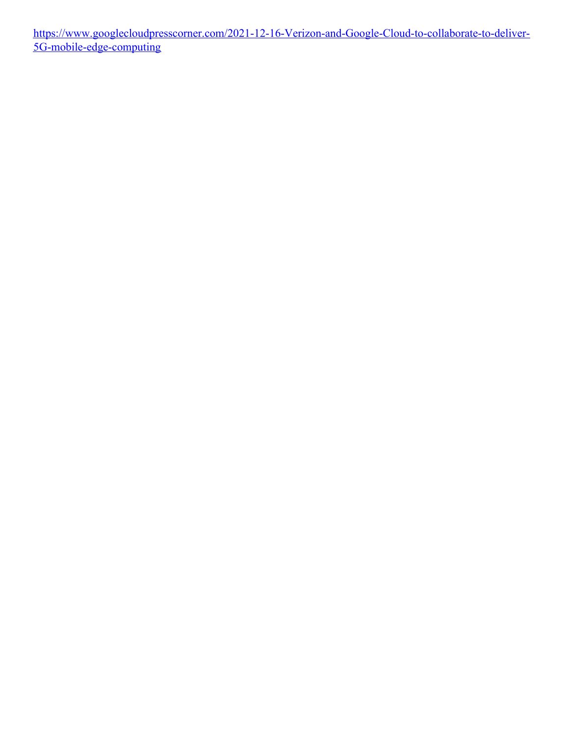https://www.googlecloudpresscorner.com/2021-12-16-Verizon-and-Google-Cloud-to-collaborate-to-deliver-5G-mobile-edge-computing